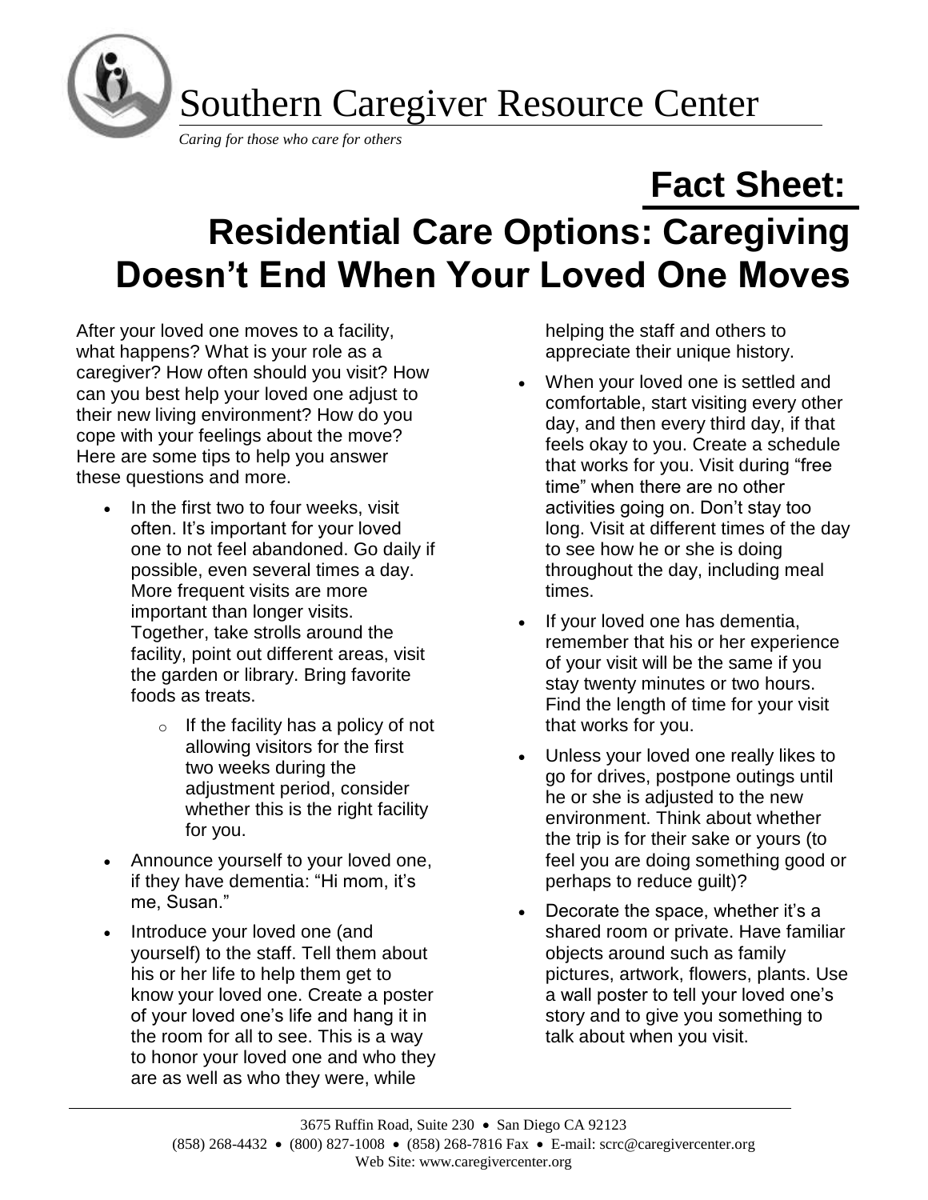# Southern Caregiver Resource Center

*Caring for those who care for others*

## Fact Sheet:

# Residential Care Options: Caregiving Doesn't End When Your Loved One Moves

After your loved one moves to a facility, what happens? What is your role as a caregiver? How often should you visit? How can you best help your loved one adjust to their new living environment? How do you cope with your feelings about the move? Here are some tips to help you answer these questions and more.

- In the first two to four weeks, visit often. It's important for your loved one to not feel abandoned. Go daily if possible, even several times a day. More frequent visits are more important than longer visits. Together, take strolls around the facility, point out different areas, visit the garden or library. Bring favorite foods as treats.
  - If the facility has a policy of not allowing visitors for the first two weeks during the adjustment period, consider whether this is the right facility for you.
- Announce yourself to your loved one, if they have dementia: "Hi mom, it's me, Susan."
- Introduce your loved one (and yourself) to the staff. Tell them about his or her life to help them get to know your loved one. Create a poster of your loved one's life and hang it in the room for all to see. This is a way to honor your loved one and who they are as well as who they were, while helping the staff and others to appreciate their unique history.
- When your loved one is settled and comfortable, start visiting every other day, and then every third day, if that feels okay to you. Create a schedule that works for you. Visit during "free time" when there are no other activities going on. Don't stay too long. Visit at different times of the day to see how he or she is doing throughout the day, including meal times.
- If your loved one has dementia, remember that his or her experience of your visit will be the same if you stay twenty minutes or two hours. Find the length of time for your visit that works for you.
- Unless your loved one really likes to go for drives, postpone outings until he or she is adjusted to the new environment. Think about whether the trip is for their sake or yours (to feel you are doing something good or perhaps to reduce guilt)?
- Decorate the space, whether it's a shared room or private. Have familiar objects around such as family pictures, artwork, flowers, plants. Use a wall poster to tell your loved one's story and to give you something to talk about when you visit.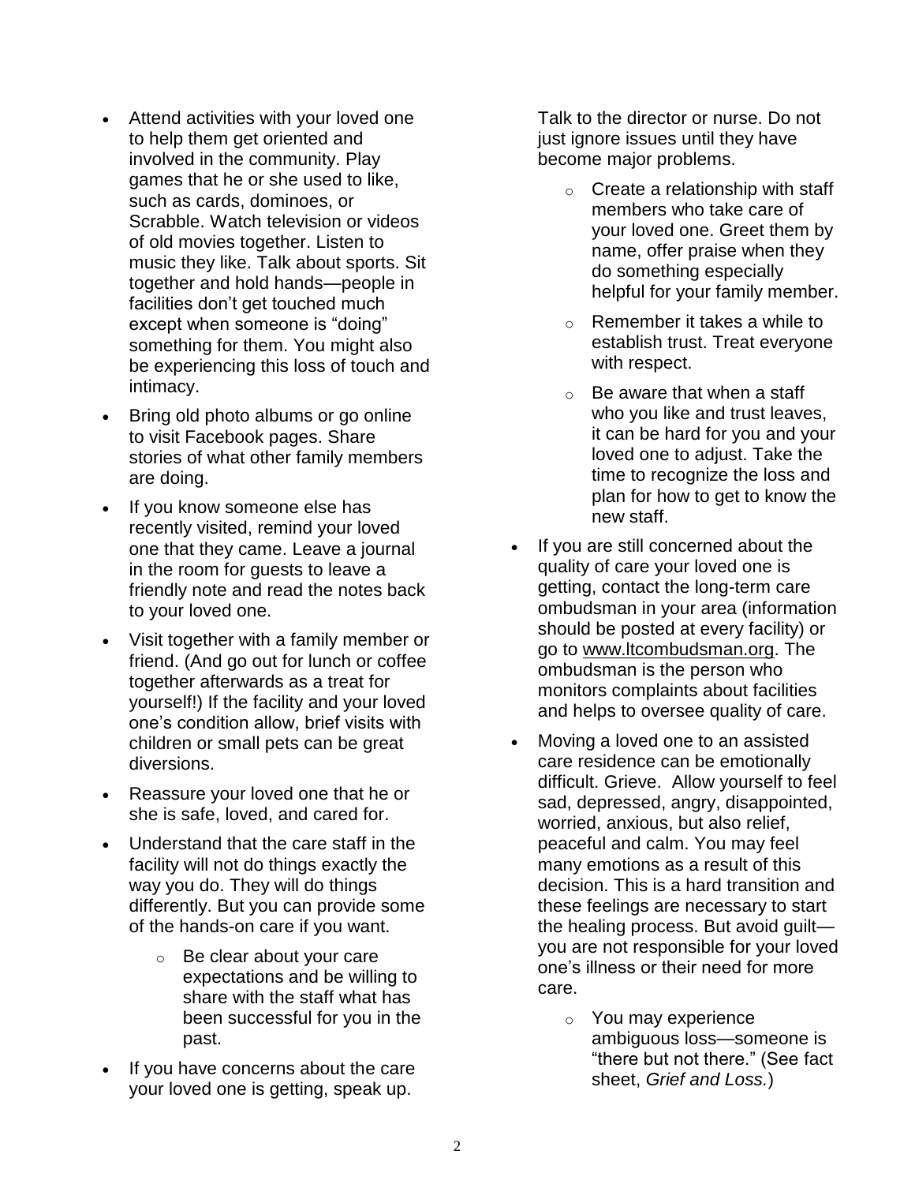- Attend activities with your loved one to help them get oriented and involved in the community. Play games that he or she used to like, such as cards, dominoes, or Scrabble. Watch television or videos of old movies together. Listen to music they like. Talk about sports. Sit together and hold hands—people in facilities don't get touched much except when someone is "doing" something for them. You might also be experiencing this loss of touch and intimacy.
- Bring old photo albums or go online to visit Facebook pages. Share stories of what other family members are doing.
- If you know someone else has recently visited, remind your loved one that they came. Leave a journal in the room for guests to leave a friendly note and read the notes back to your loved one.
- Visit together with a family member or friend. (And go out for lunch or coffee together afterwards as a treat for yourself!) If the facility and your loved one's condition allow, brief visits with children or small pets can be great diversions.
- Reassure your loved one that he or she is safe, loved, and cared for.
- Understand that the care staff in the facility will not do things exactly the way you do. They will do things differently. But you can provide some of the hands-on care if you want.
  - Be clear about your care expectations and be willing to share with the staff what has been successful for you in the past.
- If you have concerns about the care your loved one is getting, speak up. Talk to the director or nurse. Do not just ignore issues until they have become major problems.
  - Create a relationship with staff members who take care of your loved one. Greet them by name, offer praise when they do something especially helpful for your family member.
  - Remember it takes a while to establish trust. Treat everyone with respect.
  - Be aware that when a staff who you like and trust leaves, it can be hard for you and your loved one to adjust. Take the time to recognize the loss and plan for how to get to know the new staff.
- If you are still concerned about the quality of care your loved one is getting, contact the long-term care ombudsman in your area (information should be posted at every facility) or go to www.ltcombudsman.org. The ombudsman is the person who monitors complaints about facilities and helps to oversee quality of care.
- Moving a loved one to an assisted care residence can be emotionally difficult. Grieve. Allow yourself to feel sad, depressed, angry, disappointed, worried, anxious, but also relief, peaceful and calm. You may feel many emotions as a result of this decision. This is a hard transition and these feelings are necessary to start the healing process. But avoid guilt—you are not responsible for your loved one's illness or their need for more care.
  - You may experience ambiguous loss—someone is "there but not there." (See fact sheet, *Grief and Loss.*)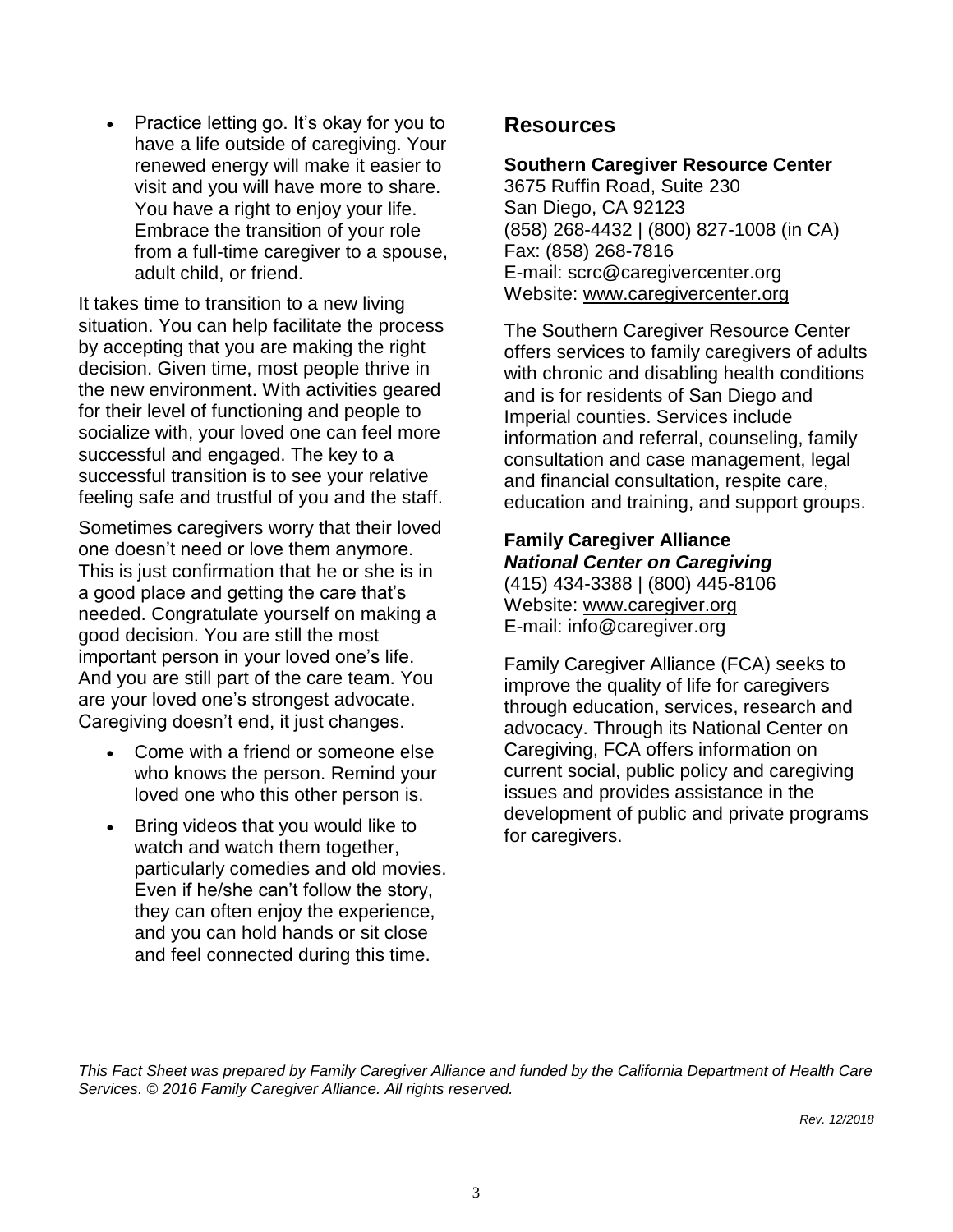- Practice letting go. It's okay for you to have a life outside of caregiving. Your renewed energy will make it easier to visit and you will have more to share. You have a right to enjoy your life. Embrace the transition of your role from a full-time caregiver to a spouse, adult child, or friend.

It takes time to transition to a new living situation. You can help facilitate the process by accepting that you are making the right decision. Given time, most people thrive in the new environment. With activities geared for their level of functioning and people to socialize with, your loved one can feel more successful and engaged. The key to a successful transition is to see your relative feeling safe and trustful of you and the staff.

Sometimes caregivers worry that their loved one doesn't need or love them anymore. This is just confirmation that he or she is in a good place and getting the care that's needed. Congratulate yourself on making a good decision. You are still the most important person in your loved one's life. And you are still part of the care team. You are your loved one's strongest advocate. Caregiving doesn't end, it just changes.

- Come with a friend or someone else who knows the person. Remind your loved one who this other person is.
- Bring videos that you would like to watch and watch them together, particularly comedies and old movies. Even if he/she can't follow the story, they can often enjoy the experience, and you can hold hands or sit close and feel connected during this time.

## Resources

**Southern Caregiver Resource Center**
3675 Ruffin Road, Suite 230
San Diego, CA 92123
(858) 268-4432 | (800) 827-1008 (in CA)
Fax: (858) 268-7816
E-mail: scrc@caregivercenter.org
Website: www.caregivercenter.org

The Southern Caregiver Resource Center offers services to family caregivers of adults with chronic and disabling health conditions and is for residents of San Diego and Imperial counties. Services include information and referral, counseling, family consultation and case management, legal and financial consultation, respite care, education and training, and support groups.

**Family Caregiver Alliance**
***National Center on Caregiving***
(415) 434-3388 | (800) 445-8106
Website: www.caregiver.org
E-mail: info@caregiver.org

Family Caregiver Alliance (FCA) seeks to improve the quality of life for caregivers through education, services, research and advocacy. Through its National Center on Caregiving, FCA offers information on current social, public policy and caregiving issues and provides assistance in the development of public and private programs for caregivers.

*This Fact Sheet was prepared by Family Caregiver Alliance and funded by the California Department of Health Care Services. © 2016 Family Caregiver Alliance. All rights reserved.*

*Rev. 12/2018*